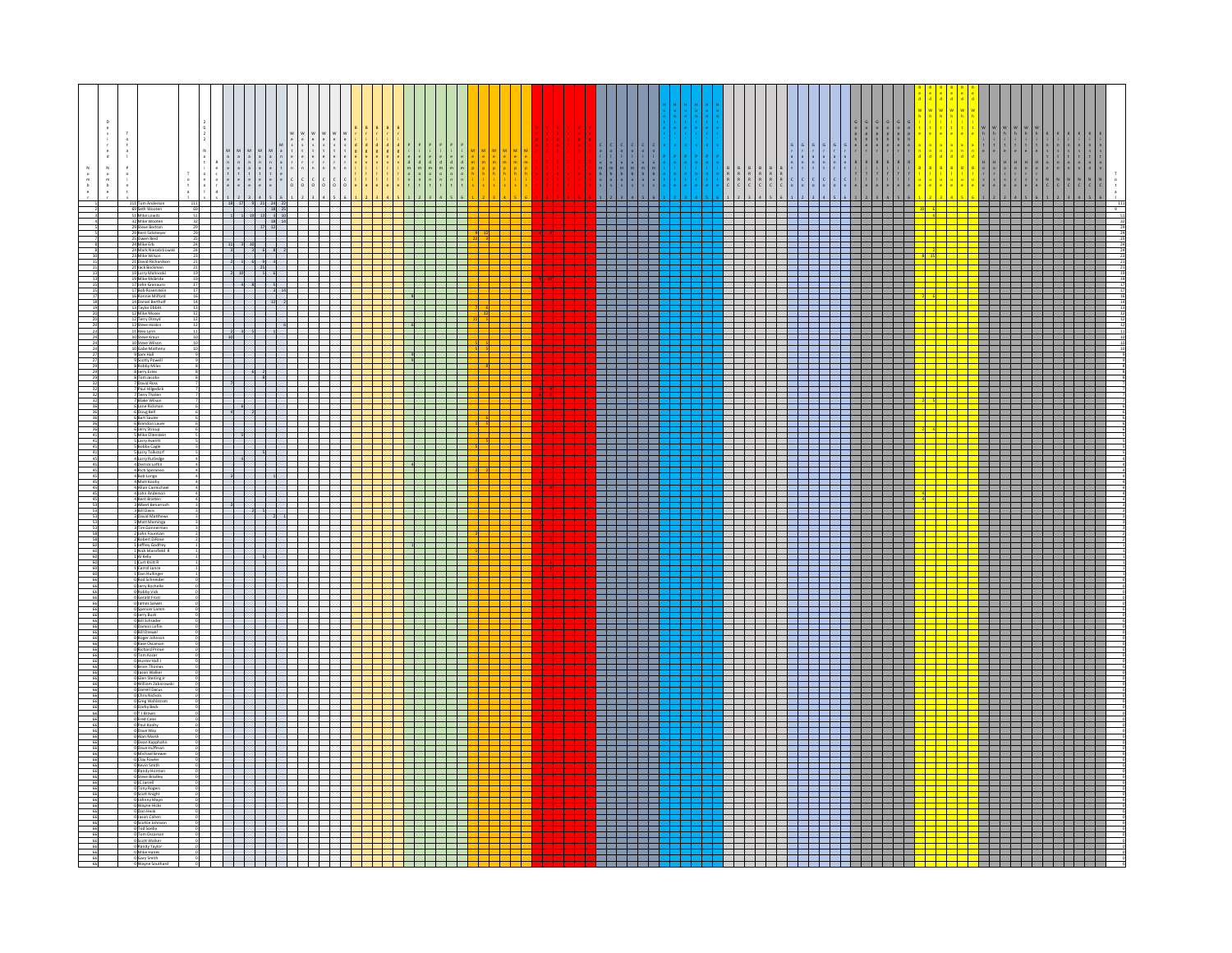| Number | Points | Name | Total |
|---|---|---|---|
| 1 | 111 | Tom Anderson | 111 |
| 2 | 69 | Seth Wooten | 69 |
| 3 | 51 | Mike Lowitz | 51 |
| 4 | 32 | Mike Wooten | 32 |
| 5 | 29 | Steve Bertion | 29 |
| 5 | 29 | Bert Sickmeyer | 29 |
| 7 | 25 | Dawn Reid | 25 |
| 8 | 24 | Mike Erb | 24 |
| 8 | 24 | Mark Kwiatkowski | 24 |
| 10 | 23 | Mike Wilson | 23 |
| 11 | 21 | David Richardson | 21 |
| 11 | 21 | Jack Beckman | 21 |
| 13 | 19 | Larry Malinoski | 19 |
| 13 | 19 | Mike McBride | 19 |
| 15 | 17 | John Seanauro | 17 |
| 15 | 17 | Bob Rosenstein | 17 |
| 17 | 16 | Ronnie Milford | 16 |
| 18 | 14 | Daniel Berthoff | 14 |
| 19 | 13 | Taylor Eddah | 13 |
| 20 | 12 | Mike Moses | 12 |
| 20 | 12 | Terry Dinoyd | 12 |
| 20 | 12 | Steve Hoskin | 12 |
| 23 | 11 | Alex Lyon | 11 |
| 24 | 10 | Steve Kraus | 10 |
| 24 | 10 | Steve Wilson | 10 |
| 24 | 10 | Gabe Matheny | 10 |
| 27 | 9 | Sam Hall | 9 |
| 27 | 9 | Scotty Powell | 9 |
| 29 | 8 | Bobby Miles | 8 |
| 29 | 8 | Jerry Estes | 8 |
| 29 | 8 | Tom Jacobs | 8 |
| 32 | 7 | David Ross | 7 |
| 32 | 7 | Paul Hilgedick | 7 |
| 32 | 7 | Terry Tholen | 7 |
| 32 | 7 | Blake Wilson | 7 |
| 36 | 6 | Lane Rickman | 6 |
| 36 | 6 | Doug Bell | 6 |
| 36 | 6 | Bart Sauter | 6 |
| 36 | 6 | Brandon Lauer | 6 |
| 36 | 6 | Jerry Stroup | 6 |
| 41 | 5 | Mike Silverstein | 5 |
| 41 | 5 | Larry Averitt | 5 |
| 41 | 5 | Bobby Cagle | 5 |
| 41 | 5 | Larry Tollestorf | 5 |
| 45 | 4 | Larry Rutledge | 4 |
| 45 | 4 | Dennis Loflin | 4 |
| 45 | 4 | Rick Speraneo | 4 |
| 45 | 4 | Bob Longo | 4 |
| 45 | 4 | Matt Koofry | 4 |
| 45 | 4 | Allan Carmichael | 4 |
| 45 | 4 | John Anderson | 4 |
| 45 | 4 | Bert Bratten | 4 |
| 53 | 3 | Albert Benanroch | 3 |
| 53 | 3 | Bill Davis | 3 |
| 53 | 3 | David Matthews | 3 |
| 53 | 3 | Matt Maringa | 3 |
| 53 | 3 | Tim Gonnerman | 3 |
| 58 | 2 | John Fountain | 2 |
| 58 | 2 | Robert DiRose | 2 |
| 60 | 1 | Jeffrey Godfrey | 1 |
| 60 | 1 | Nick Mansfield II | 1 |
| 60 | 1 | Al Kelly | 1 |
| 60 | 1 | Curt Kroft III | 1 |
| 60 | 1 | Carrol Lance | 1 |
| 60 | 1 | Dan Hulsinger | 1 |
| 66 | 0 | Rod Schneider | 0 |
| 66 | 0 | Jerry Rochelle | 0 |
| 66 | 0 | Bobby Vick | 0 |
| 66 | 0 | Gerald Frost | 0 |
| 66 | 0 | James Salvesi | 0 |
| 66 | 0 | Spencer Lamm | 0 |
| 66 | 0 | Jerry Bush | 0 |
| 66 | 0 | Bill Schrader | 0 |
| 66 | 0 | Damon Loflin | 0 |
| 66 | 0 | Bill Dimeel | 0 |
| 66 | 0 | Roger Johnson | 0 |
| 66 | 0 | Dave Oscarson | 0 |
| 66 | 0 | Richard Prince | 0 |
| 66 | 0 | Tom Kosar | 0 |
| 66 | 0 | Hunter Hall II | 0 |
| 66 | 0 | Brian Thomas | 0 |
| 66 | 0 | Jason Walker | 0 |
| 66 | 0 | Glen Sterling Jr | 0 |
| 66 | 0 | William Zabarowski | 0 |
| 66 | 0 | Darnell Dacus | 0 |
| 66 | 0 | Chris Nichols | 0 |
| 66 | 0 | Greg Wahlstrom | 0 |
| 66 | 0 | Darby Beck | 0 |
| 66 | 0 | T J Brown | 0 |
| 66 | 0 | Fred Cates | 0 |
| 66 | 0 | Paul Koofry | 0 |
| 66 | 0 | Dave Way | 0 |
| 66 | 0 | Alan Marsh | 0 |
| 66 | 0 | Dean Kaufmann | 0 |
| 66 | 0 | Dave Huffman | 0 |
| 66 | 0 | Michael Brewer | 0 |
| 66 | 0 | Clay Fowler | 0 |
| 66 | 0 | Kevin Smith | 0 |
| 66 | 0 | Randy Homan | 0 |
| 66 | 0 | Steve Bradley | 0 |
| 66 | 0 | JC Jarrell | 0 |
| 66 | 0 | Tony Rogers | 0 |
| 66 | 0 | Scott Knight | 0 |
| 66 | 0 | Johnny Mayo | 0 |
| 66 | 0 | Wayne Hicks | 0 |
| 66 | 0 | Don Hook | 0 |
| 66 | 0 | Jason Cohen | 0 |
| 66 | 0 | Scottie Johnson | 0 |
| 66 | 0 | Tod Sorby | 0 |
| 66 | 0 | Tom Oscarson | 0 |
| 66 | 0 | Scott Walker | 0 |
| 66 | 0 | Randy Taylor | 0 |
| 66 | 0 | Mike Haines | 0 |
| 66 | 0 | Gary Smith | 0 |
| 66 | 0 | Wayne Southard | 0 |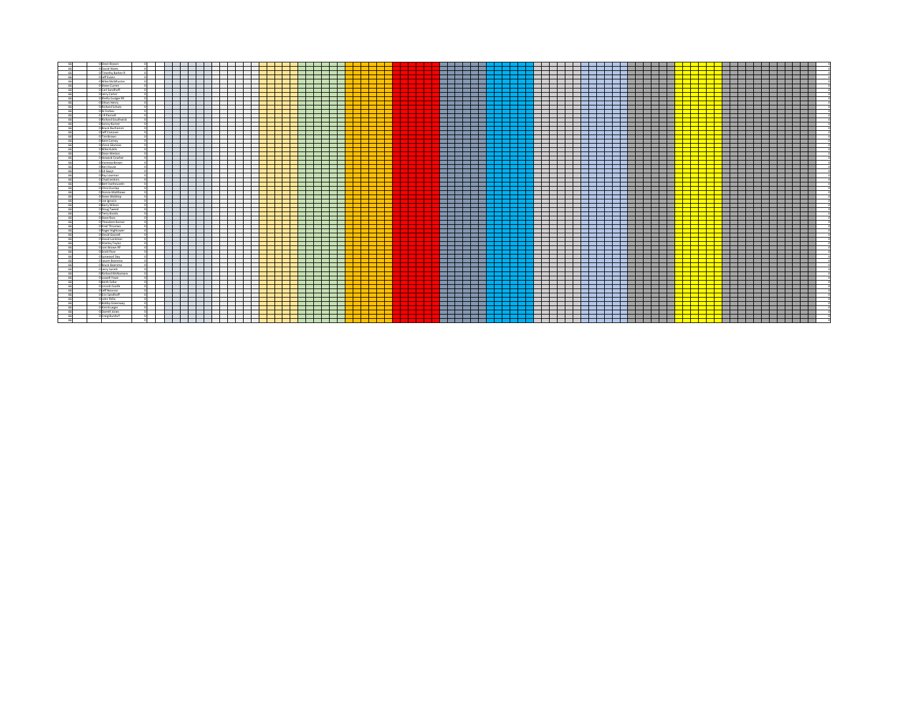| | | | | |
|---|---|---|---|---|
| 66 | 0 | Dean Bryson | 0 | 0 |
| 66 | 0 | David Watts | 0 | 0 |
| 66 | 0 | Timothy Barber R | 0 | 0 |
| 66 | 0 | Jeff Evans | 0 | 0 |
| 66 | 0 | Mike McWhorter | 0 | 0 |
| 66 | 0 | Steve Currier | 0 | 0 |
| 66 | 0 | Carl Sandhoff | 0 | 0 |
| 66 | 0 | Jerry Carter | 0 | 0 |
| 66 | 0 | Shelly Gudger RF | 0 | 0 |
| 66 | 0 | Ethan Henry | 0 | 0 |
| 66 | 0 | Richard Schatz | 0 | 0 |
| 66 | 0 | Al Forbes | 0 | 0 |
| 66 | 0 | J R Pannell | 0 | 0 |
| 66 | 0 | Richard Southwick | 0 | 0 |
| 66 | 0 | Sonny Kerner | 0 | 0 |
| 66 | 0 | Bruce Buchanon | 0 | 0 |
| 66 | 0 | Jeff Conover | 0 | 0 |
| 66 | 0 | Tim Brown | 0 | 0 |
| 66 | 0 | Kent Conney | 0 | 0 |
| 66 | 0 | Vince Giorlano | 0 | 0 |
| 66 | 0 | Mike Kukla | 0 | 0 |
| 66 | 0 | Dean Weston | 0 | 0 |
| 66 | 0 | Howard Cowher | 0 | 0 |
| 66 | 0 | Vanessa Brown | 0 | 0 |
| 66 | 0 | Ben House | 0 | 0 |
| 66 | 0 | Ed Gwyn | 0 | 0 |
| 66 | 0 | Ray Lawnton | 0 | 0 |
| 66 | 0 | Chad Jenkins | 0 | 0 |
| 66 | 0 | Bert Vanheuvelo | 0 | 0 |
| 66 | 0 | Chris Dunlap | 0 | 0 |
| 66 | 0 | Donna Matthews | 0 | 0 |
| 66 | 0 | Steve Waldrep | 0 | 0 |
| 66 | 0 | Joe Ignacio | 0 | 0 |
| 66 | 0 | Barry Wilson | 0 | 0 |
| 66 | 0 | Doug Tweed | 0 | 0 |
| 66 | 0 | Terry Knotts | 0 | 0 |
| 66 | 0 | Dave Ross | 0 | 0 |
| 66 | 0 | Theodore Komer | 0 | 0 |
| 66 | 0 | Fred Thruman | 0 | 0 |
| 66 | 0 | Roger Hightower | 0 | 0 |
| 66 | 0 | David Gosnell | 0 | 0 |
| 66 | 0 | David Lockman | 0 | 0 |
| 66 | 0 | Stanley Taylor | 0 | 0 |
| 66 | 0 | Toni Brown RF | 0 | 0 |
| 66 | 0 | Scott Pace | 0 | 0 |
| 66 | 0 | Lynwood Day | 0 | 0 |
| 66 | 0 | Jason Boersma | 0 | 0 |
| 66 | 0 | Bruce Boersma | 0 | 0 |
| 66 | 0 | Jerry Jarrett | 0 | 0 |
| 66 | 0 | Richard McNamara | 0 | 0 |
| 66 | 0 | Lowell Yowe | 0 | 0 |
| 66 | 0 | Keith Fuller | 0 | 0 |
| 66 | 0 | Lincoln Scaife | 0 | 0 |
| 66 | 0 | Jeff Noonan | 0 | 0 |
| 66 | 0 | Eric Sandhoff | 0 | 0 |
| 66 | 0 | John Pella | 0 | 0 |
| 66 | 0 | Bobby Greenway | 0 | 0 |
| 66 | 0 | Kim Krueger | 0 | 0 |
| 66 | 0 | Darrell Jones | 0 | 0 |
| 66 | 0 | Craig Burdorf | 0 | 0 |
| 66 | | | | |